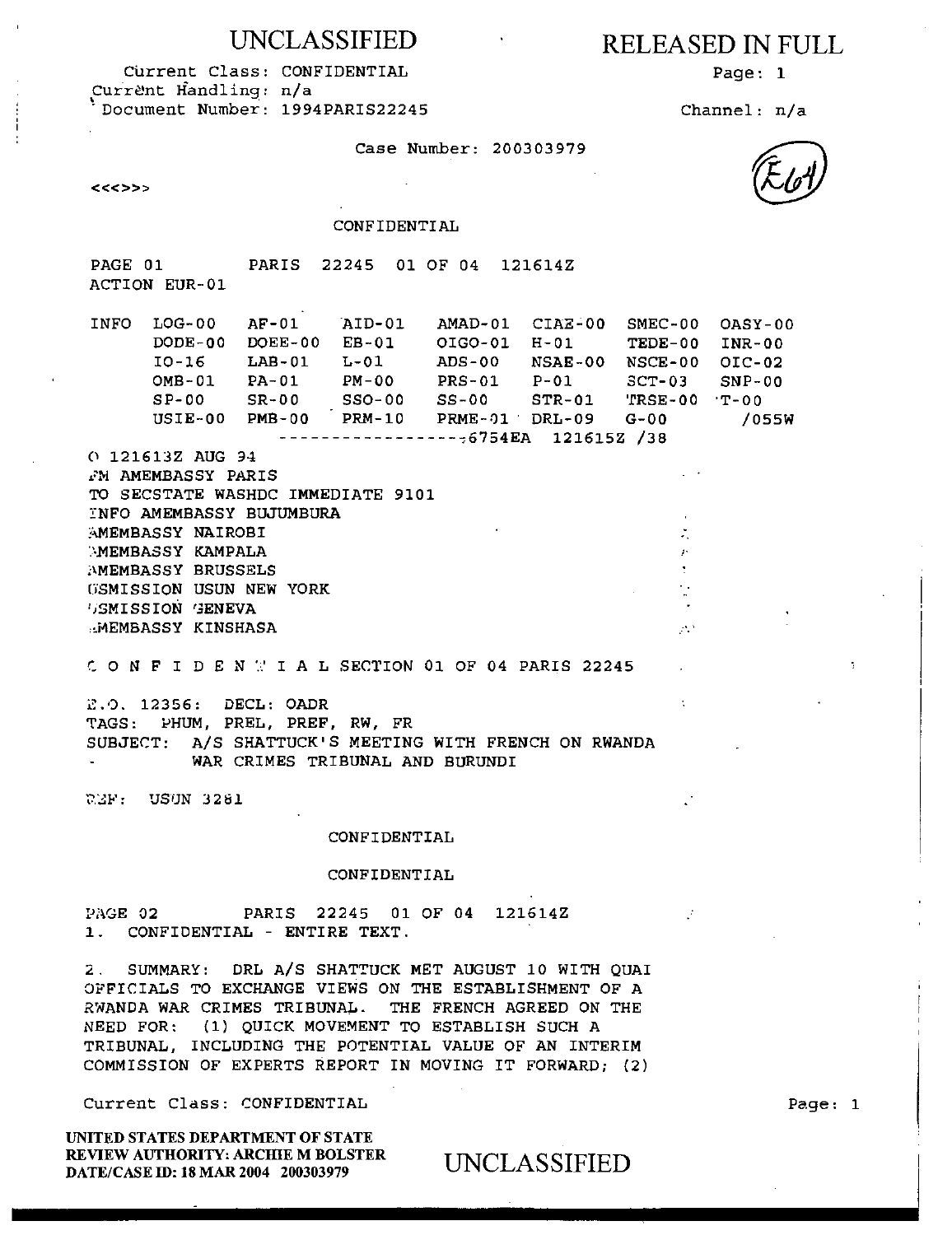UNCLASSIFIED

RELEASED IN FULL

Current Class: CONFIDENTIAL
Current Handling: n/a
Document Number: 1994PARIS22245

Channel: n/a

Case Number: 200303979

E64

<<<>>>

CONFIDENTIAL

PAGE 01 PARIS 22245 01 OF 04 121614Z
ACTION EUR-01

```
INFO  LOG-00   AF-01    AID-01   AMAD-01  CIAE-00  SMEC-00  OASY-00
      DODE-00  DOEE-00  EB-01    OIGO-01  H-01     TEDE-00  INR-00
      IO-16    LAB-01   L-01     ADS-00   NSAE-00  NSCE-00  OIC-02
      OMB-01   PA-01    PM-00    PRS-01   P-01     SCT-03   SNP-00
      SP-00    SR-00    SSO-00   SS-00    STR-01   TRSE-00  T-00
      USIE-00  PMB-00   PRM-10   PRME-01  DRL-09   G-00      /055W
                  ------------------6754EA  121615Z /38
```

O 121613Z AUG 94
FM AMEMBASSY PARIS
TO SECSTATE WASHDC IMMEDIATE 9101
INFO AMEMBASSY BUJUMBURA
AMEMBASSY NAIROBI
AMEMBASSY KAMPALA
AMEMBASSY BRUSSELS
USMISSION USUN NEW YORK
USMISSION GENEVA
AMEMBASSY KINSHASA

C O N F I D E N T I A L SECTION 01 OF 04 PARIS 22245

E.O. 12356: DECL: OADR
TAGS: PHUM, PREL, PREF, RW, FR
SUBJECT: A/S SHATTUCK'S MEETING WITH FRENCH ON RWANDA
WAR CRIMES TRIBUNAL AND BURUNDI

REF: USUN 3281

CONFIDENTIAL

CONFIDENTIAL

PAGE 02 PARIS 22245 01 OF 04 121614Z

1. CONFIDENTIAL - ENTIRE TEXT.

2. SUMMARY: DRL A/S SHATTUCK MET AUGUST 10 WITH QUAI OFFICIALS TO EXCHANGE VIEWS ON THE ESTABLISHMENT OF A RWANDA WAR CRIMES TRIBUNAL. THE FRENCH AGREED ON THE NEED FOR: (1) QUICK MOVEMENT TO ESTABLISH SUCH A TRIBUNAL, INCLUDING THE POTENTIAL VALUE OF AN INTERIM COMMISSION OF EXPERTS REPORT IN MOVING IT FORWARD; (2)

Current Class: CONFIDENTIAL

UNITED STATES DEPARTMENT OF STATE
REVIEW AUTHORITY: ARCHIE M BOLSTER
DATE/CASE ID: 18 MAR 2004 200303979

UNCLASSIFIED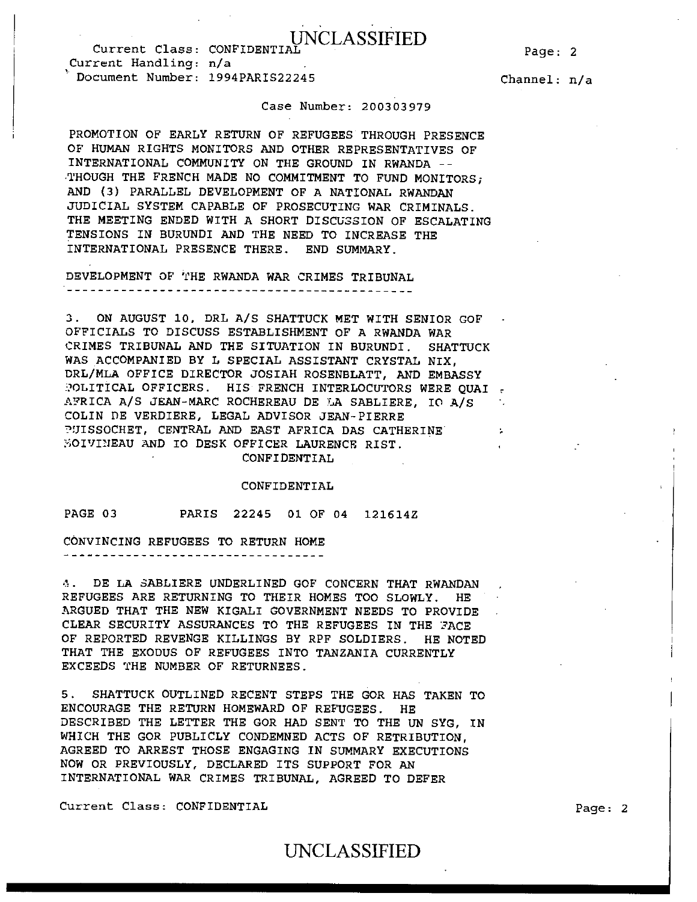Case Number: 200303979

PROMOTION OF EARLY RETURN OF REFUGEES THROUGH PRESENCE OF HUMAN RIGHTS MONITORS AND OTHER REPRESENTATIVES OF INTERNATIONAL COMMUNITY ON THE GROUND IN RWANDA -- THOUGH THE FRENCH MADE NO COMMITMENT TO FUND MONITORS; AND (3) PARALLEL DEVELOPMENT OF A NATIONAL RWANDAN JUDICIAL SYSTEM CAPABLE OF PROSECUTING WAR CRIMINALS. THE MEETING ENDED WITH A SHORT DISCUSSION OF ESCALATING TENSIONS IN BURUNDI AND THE NEED TO INCREASE THE INTERNATIONAL PRESENCE THERE. END SUMMARY.

DEVELOPMENT OF THE RWANDA WAR CRIMES TRIBUNAL

---

3. ON AUGUST 10, DRL A/S SHATTUCK MET WITH SENIOR GOF OFFICIALS TO DISCUSS ESTABLISHMENT OF A RWANDA WAR CRIMES TRIBUNAL AND THE SITUATION IN BURUNDI. SHATTUCK WAS ACCOMPANIED BY L SPECIAL ASSISTANT CRYSTAL NIX, DRL/MLA OFFICE DIRECTOR JOSIAH ROSENBLATT, AND EMBASSY POLITICAL OFFICERS. HIS FRENCH INTERLOCUTORS WERE QUAI AFRICA A/S JEAN-MARC ROCHEREAU DE LA SABLIERE, IO A/S COLIN DE VERDIERE, LEGAL ADVISOR JEAN-PIERRE PUISSOCHET, CENTRAL AND EAST AFRICA DAS CATHERINE BOIVINEAU AND IO DESK OFFICER LAURENCE RIST.

CONFIDENTIAL

CONFIDENTIAL

PAGE 03 PARIS 22245 01 OF 04 121614Z

CONVINCING REFUGEES TO RETURN HOME

---

4. DE LA SABLIERE UNDERLINED GOF CONCERN THAT RWANDAN REFUGEES ARE RETURNING TO THEIR HOMES TOO SLOWLY. HE ARGUED THAT THE NEW KIGALI GOVERNMENT NEEDS TO PROVIDE CLEAR SECURITY ASSURANCES TO THE REFUGEES IN THE FACE OF REPORTED REVENGE KILLINGS BY RPF SOLDIERS. HE NOTED THAT THE EXODUS OF REFUGEES INTO TANZANIA CURRENTLY EXCEEDS THE NUMBER OF RETURNEES.

5. SHATTUCK OUTLINED RECENT STEPS THE GOR HAS TAKEN TO ENCOURAGE THE RETURN HOMEWARD OF REFUGEES. HE DESCRIBED THE LETTER THE GOR HAD SENT TO THE UN SYG, IN WHICH THE GOR PUBLICLY CONDEMNED ACTS OF RETRIBUTION, AGREED TO ARREST THOSE ENGAGING IN SUMMARY EXECUTIONS NOW OR PREVIOUSLY, DECLARED ITS SUPPORT FOR AN INTERNATIONAL WAR CRIMES TRIBUNAL, AGREED TO DEFER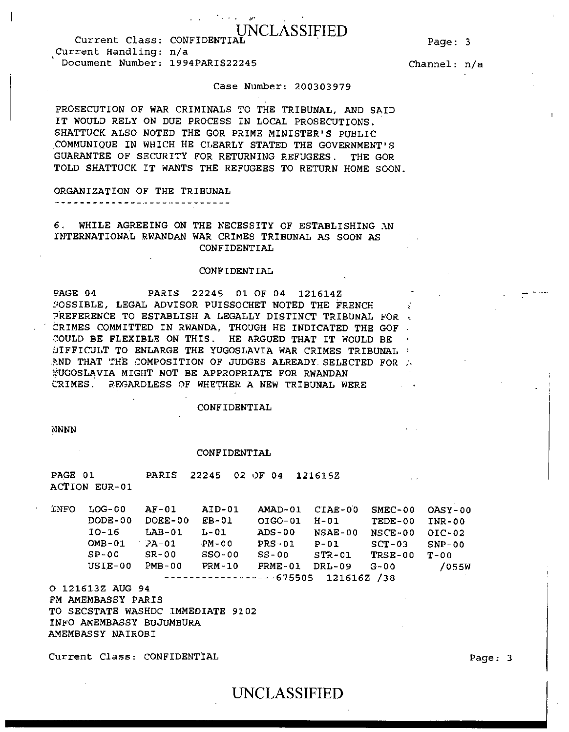Case Number: 200303979

PROSECUTION OF WAR CRIMINALS TO THE TRIBUNAL, AND SAID IT WOULD RELY ON DUE PROCESS IN LOCAL PROSECUTIONS. SHATTUCK ALSO NOTED THE GOR PRIME MINISTER'S PUBLIC COMMUNIQUE IN WHICH HE CLEARLY STATED THE GOVERNMENT'S GUARANTEE OF SECURITY FOR RETURNING REFUGEES. THE GOR TOLD SHATTUCK IT WANTS THE REFUGEES TO RETURN HOME SOON.

ORGANIZATION OF THE TRIBUNAL
----------------------------

6. WHILE AGREEING ON THE NECESSITY OF ESTABLISHING AN INTERNATIONAL RWANDAN WAR CRIMES TRIBUNAL AS SOON AS

CONFIDENTIAL

CONFIDENTIAL

PAGE 04 PARIS 22245 01 OF 04 121614Z

POSSIBLE, LEGAL ADVISOR PUISSOCHET NOTED THE FRENCH PREFERENCE TO ESTABLISH A LEGALLY DISTINCT TRIBUNAL FOR CRIMES COMMITTED IN RWANDA, THOUGH HE INDICATED THE GOF COULD BE FLEXIBLE ON THIS. HE ARGUED THAT IT WOULD BE DIFFICULT TO ENLARGE THE YUGOSLAVIA WAR CRIMES TRIBUNAL AND THAT THE COMPOSITION OF JUDGES ALREADY SELECTED FOR YUGOSLAVIA MIGHT NOT BE APPROPRIATE FOR RWANDAN CRIMES. REGARDLESS OF WHETHER A NEW TRIBUNAL WERE

CONFIDENTIAL

NNNN

CONFIDENTIAL

PAGE 01 PARIS 22245 02 OF 04 121615Z
ACTION EUR-01

| INFO | LOG-00 | AF-01 | AID-01 | AMAD-01 | CIAE-00 | SMEC-00 | OASY-00 |
|---|---|---|---|---|---|---|---|
| | DODE-00 | DOEE-00 | EB-01 | OIGO-01 | H-01 | TEDE-00 | INR-00 |
| | IO-16 | LAB-01 | L-01 | ADS-00 | NSAE-00 | NSCE-00 | OIC-02 |
| | OMB-01 | PA-01 | PM-00 | PRS-01 | P-01 | SCT-03 | SNP-00 |
| | SP-00 | SR-00 | SSO-00 | SS-00 | STR-01 | TRSE-00 | T-00 |
| | USIE-00 | PMB-00 | PRM-10 | PRME-01 | DRL-09 | G-00 | /055W |

------------------675505 121616Z /38

O 121613Z AUG 94
FM AMEMBASSY PARIS
TO SECSTATE WASHDC IMMEDIATE 9102
INFO AMEMBASSY BUJUMBURA
AMEMBASSY NAIROBI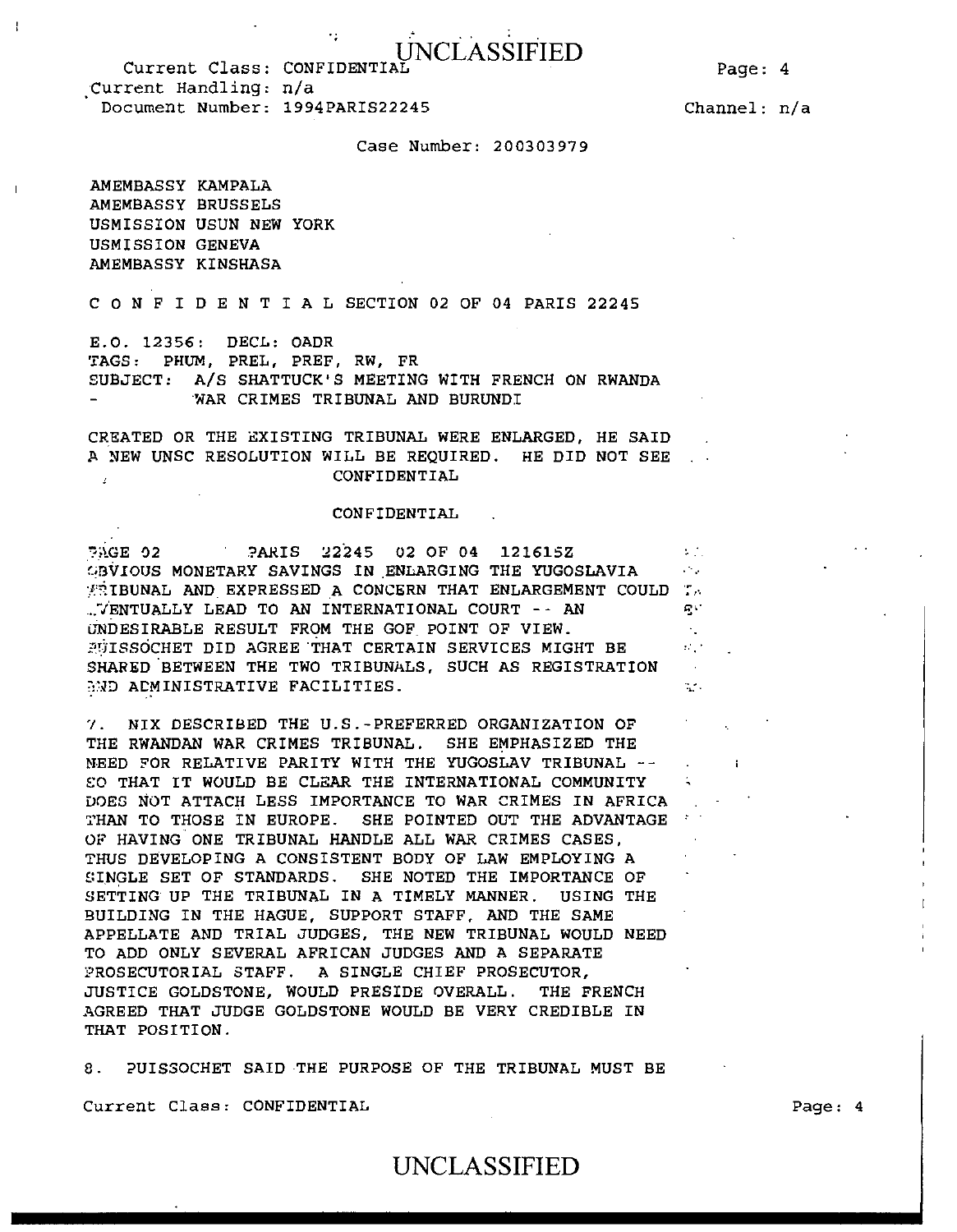AMEMBASSY KAMPALA
AMEMBASSY BRUSSELS
USMISSION USUN NEW YORK
USMISSION GENEVA
AMEMBASSY KINSHASA

C O N F I D E N T I A L SECTION 02 OF 04 PARIS 22245

E.O. 12356: DECL: OADR
TAGS: PHUM, PREL, PREF, RW, FR
SUBJECT: A/S SHATTUCK'S MEETING WITH FRENCH ON RWANDA - WAR CRIMES TRIBUNAL AND BURUNDI

CREATED OR THE EXISTING TRIBUNAL WERE ENLARGED, HE SAID A NEW UNSC RESOLUTION WILL BE REQUIRED. HE DID NOT SEE

CONFIDENTIAL

CONFIDENTIAL

PAGE 02 PARIS 22245 02 OF 04 121615Z

OBVIOUS MONETARY SAVINGS IN ENLARGING THE YUGOSLAVIA TRIBUNAL AND EXPRESSED A CONCERN THAT ENLARGEMENT COULD EVENTUALLY LEAD TO AN INTERNATIONAL COURT -- AN UNDESIRABLE RESULT FROM THE GOF POINT OF VIEW. PUISSOCHET DID AGREE THAT CERTAIN SERVICES MIGHT BE SHARED BETWEEN THE TWO TRIBUNALS, SUCH AS REGISTRATION AND ADMINISTRATIVE FACILITIES.

7. NIX DESCRIBED THE U.S.-PREFERRED ORGANIZATION OF THE RWANDAN WAR CRIMES TRIBUNAL. SHE EMPHASIZED THE NEED FOR RELATIVE PARITY WITH THE YUGOSLAV TRIBUNAL -- SO THAT IT WOULD BE CLEAR THE INTERNATIONAL COMMUNITY DOES NOT ATTACH LESS IMPORTANCE TO WAR CRIMES IN AFRICA THAN TO THOSE IN EUROPE. SHE POINTED OUT THE ADVANTAGE OF HAVING ONE TRIBUNAL HANDLE ALL WAR CRIMES CASES, THUS DEVELOPING A CONSISTENT BODY OF LAW EMPLOYING A SINGLE SET OF STANDARDS. SHE NOTED THE IMPORTANCE OF SETTING UP THE TRIBUNAL IN A TIMELY MANNER. USING THE BUILDING IN THE HAGUE, SUPPORT STAFF, AND THE SAME APPELLATE AND TRIAL JUDGES, THE NEW TRIBUNAL WOULD NEED TO ADD ONLY SEVERAL AFRICAN JUDGES AND A SEPARATE PROSECUTORIAL STAFF. A SINGLE CHIEF PROSECUTOR, JUSTICE GOLDSTONE, WOULD PRESIDE OVERALL. THE FRENCH AGREED THAT JUDGE GOLDSTONE WOULD BE VERY CREDIBLE IN THAT POSITION.

8. PUISSOCHET SAID THE PURPOSE OF THE TRIBUNAL MUST BE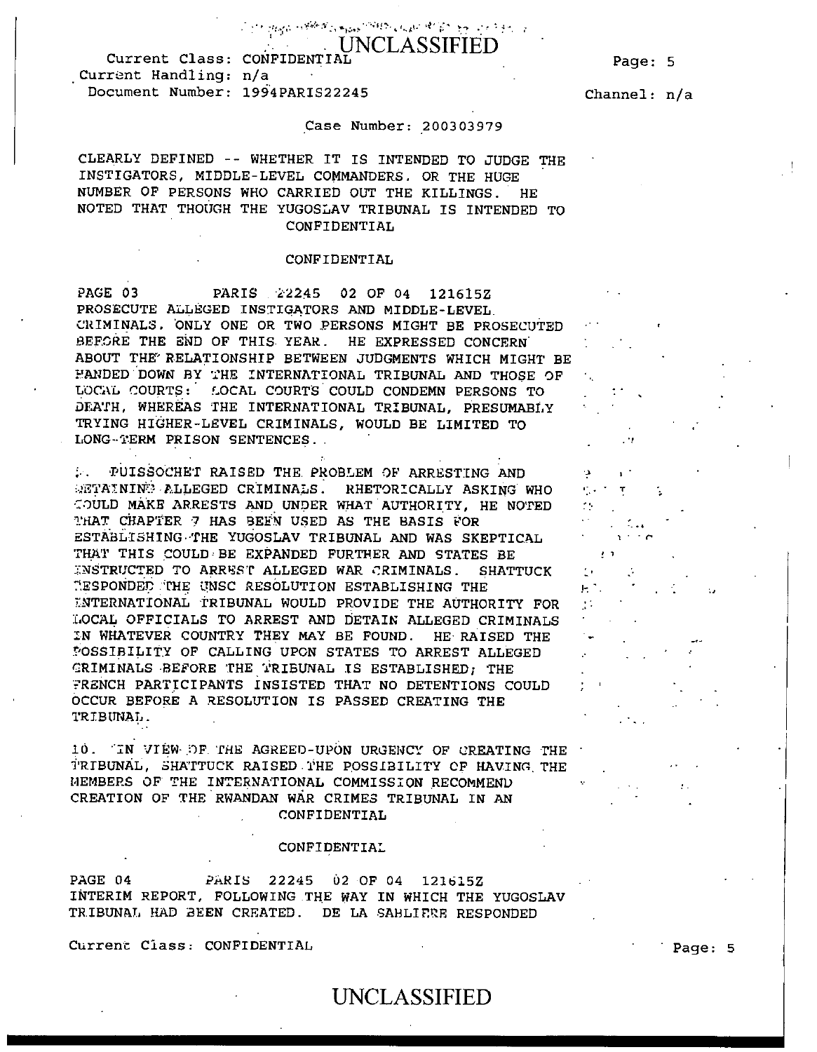Case Number: 200303979

CLEARLY DEFINED -- WHETHER IT IS INTENDED TO JUDGE THE INSTIGATORS, MIDDLE-LEVEL COMMANDERS, OR THE HUGE NUMBER OF PERSONS WHO CARRIED OUT THE KILLINGS. HE NOTED THAT THOUGH THE YUGOSLAV TRIBUNAL IS INTENDED TO

CONFIDENTIAL

CONFIDENTIAL

PAGE 03 PARIS 22245 02 OF 04 121615Z

PROSECUTE ALLEGED INSTIGATORS AND MIDDLE-LEVEL CRIMINALS, ONLY ONE OR TWO PERSONS MIGHT BE PROSECUTED BEFORE THE END OF THIS YEAR. HE EXPRESSED CONCERN ABOUT THE RELATIONSHIP BETWEEN JUDGMENTS WHICH MIGHT BE HANDED DOWN BY THE INTERNATIONAL TRIBUNAL AND THOSE OF LOCAL COURTS: LOCAL COURTS COULD CONDEMN PERSONS TO DEATH, WHEREAS THE INTERNATIONAL TRIBUNAL, PRESUMABLY TRYING HIGHER-LEVEL CRIMINALS, WOULD BE LIMITED TO LONG-TERM PRISON SENTENCES.

9. PUISSOCHET RAISED THE PROBLEM OF ARRESTING AND DETAINING ALLEGED CRIMINALS. RHETORICALLY ASKING WHO COULD MAKE ARRESTS AND UNDER WHAT AUTHORITY, HE NOTED THAT CHAPTER 7 HAS BEEN USED AS THE BASIS FOR ESTABLISHING THE YUGOSLAV TRIBUNAL AND WAS SKEPTICAL THAT THIS COULD BE EXPANDED FURTHER AND STATES BE INSTRUCTED TO ARREST ALLEGED WAR CRIMINALS. SHATTUCK RESPONDED THE UNSC RESOLUTION ESTABLISHING THE INTERNATIONAL TRIBUNAL WOULD PROVIDE THE AUTHORITY FOR LOCAL OFFICIALS TO ARREST AND DETAIN ALLEGED CRIMINALS IN WHATEVER COUNTRY THEY MAY BE FOUND. HE RAISED THE POSSIBILITY OF CALLING UPON STATES TO ARREST ALLEGED CRIMINALS BEFORE THE TRIBUNAL IS ESTABLISHED; THE FRENCH PARTICIPANTS INSISTED THAT NO DETENTIONS COULD OCCUR BEFORE A RESOLUTION IS PASSED CREATING THE TRIBUNAL.

10. IN VIEW OF THE AGREED-UPON URGENCY OF CREATING THE TRIBUNAL, SHATTUCK RAISED THE POSSIBILITY OF HAVING THE MEMBERS OF THE INTERNATIONAL COMMISSION RECOMMEND CREATION OF THE RWANDAN WAR CRIMES TRIBUNAL IN AN

CONFIDENTIAL

CONFIDENTIAL

PAGE 04 PARIS 22245 02 OF 04 121615Z

INTERIM REPORT, FOLLOWING THE WAY IN WHICH THE YUGOSLAV TRIBUNAL HAD BEEN CREATED. DE LA SABLIERE RESPONDED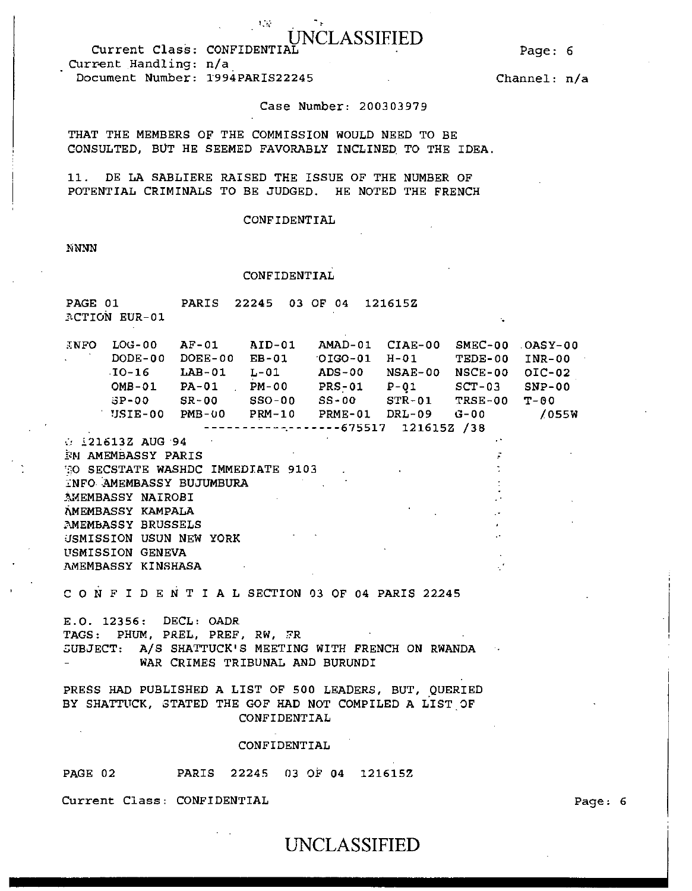Case Number: 200303979

THAT THE MEMBERS OF THE COMMISSION WOULD NEED TO BE CONSULTED, BUT HE SEEMED FAVORABLY INCLINED TO THE IDEA.

11. DE LA SABLIERE RAISED THE ISSUE OF THE NUMBER OF POTENTIAL CRIMINALS TO BE JUDGED. HE NOTED THE FRENCH

CONFIDENTIAL

NNNN

CONFIDENTIAL

PAGE 01 PARIS 22245 03 OF 04 121615Z
ACTION EUR-01

```
INFO  LOG-00   AF-01    AID-01   AMAD-01  CIAE-00  SMEC-00  OASY-00
      DODE-00  DOEE-00  EB-01    OIGO-01  H-01     TEDE-00  INR-00
      IO-16    LAB-01   L-01     ADS-00   NSAE-00  NSCE-00  OIC-02
      OMB-01   PA-01    PM-00    PRS-01   P-01     SCT-03   SNP-00
      SP-00    SR-00    SSO-00   SS-00    STR-01   TRSE-00  T-00
      USIE-00  PMB-00   PRM-10   PRME-01  DRL-09   G-00       /055W
                  ------------------675517  121615Z /38
```

O 121613Z AUG 94
FM AMEMBASSY PARIS
TO SECSTATE WASHDC IMMEDIATE 9103
INFO AMEMBASSY BUJUMBURA
AMEMBASSY NAIROBI
AMEMBASSY KAMPALA
AMEMBASSY BRUSSELS
USMISSION USUN NEW YORK
USMISSION GENEVA
AMEMBASSY KINSHASA

C O N F I D E N T I A L SECTION 03 OF 04 PARIS 22245

E.O. 12356: DECL: OADR
TAGS: PHUM, PREL, PREF, RW, FR
SUBJECT: A/S SHATTUCK'S MEETING WITH FRENCH ON RWANDA
- WAR CRIMES TRIBUNAL AND BURUNDI

PRESS HAD PUBLISHED A LIST OF 500 LEADERS, BUT, QUERIED BY SHATTUCK, STATED THE GOF HAD NOT COMPILED A LIST OF

CONFIDENTIAL

CONFIDENTIAL

PAGE 02 PARIS 22245 03 OF 04 121615Z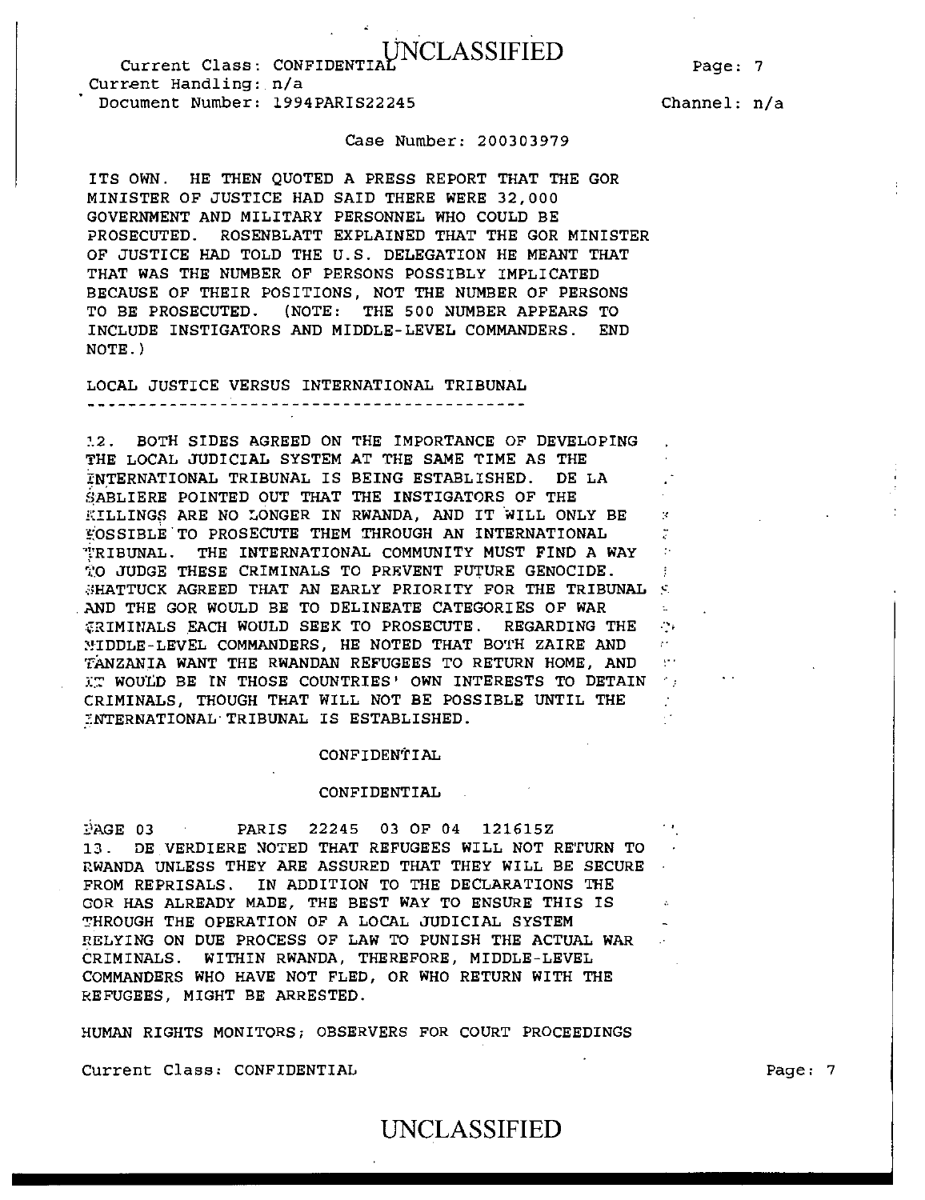Case Number: 200303979

ITS OWN. HE THEN QUOTED A PRESS REPORT THAT THE GOR MINISTER OF JUSTICE HAD SAID THERE WERE 32,000 GOVERNMENT AND MILITARY PERSONNEL WHO COULD BE PROSECUTED. ROSENBLATT EXPLAINED THAT THE GOR MINISTER OF JUSTICE HAD TOLD THE U.S. DELEGATION HE MEANT THAT THAT WAS THE NUMBER OF PERSONS POSSIBLY IMPLICATED BECAUSE OF THEIR POSITIONS, NOT THE NUMBER OF PERSONS TO BE PROSECUTED. (NOTE: THE 500 NUMBER APPEARS TO INCLUDE INSTIGATORS AND MIDDLE-LEVEL COMMANDERS. END NOTE.)

## LOCAL JUSTICE VERSUS INTERNATIONAL TRIBUNAL

12. BOTH SIDES AGREED ON THE IMPORTANCE OF DEVELOPING THE LOCAL JUDICIAL SYSTEM AT THE SAME TIME AS THE INTERNATIONAL TRIBUNAL IS BEING ESTABLISHED. DE LA SABLIERE POINTED OUT THAT THE INSTIGATORS OF THE KILLINGS ARE NO LONGER IN RWANDA, AND IT WILL ONLY BE POSSIBLE TO PROSECUTE THEM THROUGH AN INTERNATIONAL TRIBUNAL. THE INTERNATIONAL COMMUNITY MUST FIND A WAY TO JUDGE THESE CRIMINALS TO PREVENT FUTURE GENOCIDE. SHATTUCK AGREED THAT AN EARLY PRIORITY FOR THE TRIBUNAL AND THE GOR WOULD BE TO DELINEATE CATEGORIES OF WAR CRIMINALS EACH WOULD SEEK TO PROSECUTE. REGARDING THE MIDDLE-LEVEL COMMANDERS, HE NOTED THAT BOTH ZAIRE AND TANZANIA WANT THE RWANDAN REFUGEES TO RETURN HOME, AND IT WOULD BE IN THOSE COUNTRIES' OWN INTERESTS TO DETAIN CRIMINALS, THOUGH THAT WILL NOT BE POSSIBLE UNTIL THE INTERNATIONAL TRIBUNAL IS ESTABLISHED.

CONFIDENTIAL

CONFIDENTIAL

PAGE 03 PARIS 22245 03 OF 04 121615Z

13. DE VERDIERE NOTED THAT REFUGEES WILL NOT RETURN TO RWANDA UNLESS THEY ARE ASSURED THAT THEY WILL BE SECURE FROM REPRISALS. IN ADDITION TO THE DECLARATIONS THE GOR HAS ALREADY MADE, THE BEST WAY TO ENSURE THIS IS THROUGH THE OPERATION OF A LOCAL JUDICIAL SYSTEM RELYING ON DUE PROCESS OF LAW TO PUNISH THE ACTUAL WAR CRIMINALS. WITHIN RWANDA, THEREFORE, MIDDLE-LEVEL COMMANDERS WHO HAVE NOT FLED, OR WHO RETURN WITH THE REFUGEES, MIGHT BE ARRESTED.

## HUMAN RIGHTS MONITORS; OBSERVERS FOR COURT PROCEEDINGS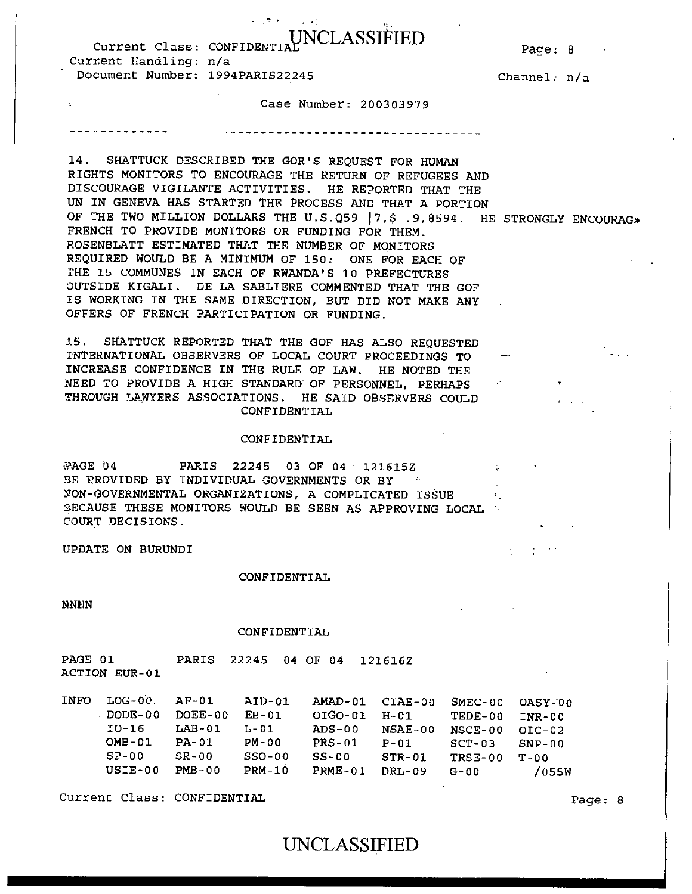14. SHATTUCK DESCRIBED THE GOR'S REQUEST FOR HUMAN RIGHTS MONITORS TO ENCOURAGE THE RETURN OF REFUGEES AND DISCOURAGE VIGILANTE ACTIVITIES. HE REPORTED THAT THE UN IN GENEVA HAS STARTED THE PROCESS AND THAT A PORTION OF THE TWO MILLION DOLLARS THE U.S.Q59 |7,$ .9,8594. HE STRONGLY ENCOURAG» FRENCH TO PROVIDE MONITORS OR FUNDING FOR THEM. ROSENBLATT ESTIMATED THAT THE NUMBER OF MONITORS REQUIRED WOULD BE A MINIMUM OF 150: ONE FOR EACH OF THE 15 COMMUNES IN EACH OF RWANDA'S 10 PREFECTURES OUTSIDE KIGALI. DE LA SABLIERE COMMENTED THAT THE GOF IS WORKING IN THE SAME DIRECTION, BUT DID NOT MAKE ANY OFFERS OF FRENCH PARTICIPATION OR FUNDING.

15. SHATTUCK REPORTED THAT THE GOF HAS ALSO REQUESTED INTERNATIONAL OBSERVERS OF LOCAL COURT PROCEEDINGS TO INCREASE CONFIDENCE IN THE RULE OF LAW. HE NOTED THE NEED TO PROVIDE A HIGH STANDARD OF PERSONNEL, PERHAPS THROUGH LAWYERS ASSOCIATIONS. HE SAID OBSERVERS COULD

CONFIDENTIAL

CONFIDENTIAL

PAGE 04 PARIS 22245 03 OF 04 121615Z

BE PROVIDED BY INDIVIDUAL GOVERNMENTS OR BY NON-GOVERNMENTAL ORGANIZATIONS, A COMPLICATED ISSUE BECAUSE THESE MONITORS WOULD BE SEEN AS APPROVING LOCAL COURT DECISIONS.

UPDATE ON BURUNDI

CONFIDENTIAL

NNNN

CONFIDENTIAL

PAGE 01 PARIS 22245 04 OF 04 121616Z

ACTION EUR-01

| INFO | LOG-00 | AF-01 | AID-01 | AMAD-01 | CIAE-00 | SMEC-00 | OASY-00 |
|---|---|---|---|---|---|---|---|
| | DODE-00 | DOEE-00 | EB-01 | OIGO-01 | H-01 | TEDE-00 | INR-00 |
| | IO-16 | LAB-01 | L-01 | ADS-00 | NSAE-00 | NSCE-00 | OIC-02 |
| | OMB-01 | PA-01 | PM-00 | PRS-01 | P-01 | SCT-03 | SNP-00 |
| | SP-00 | SR-00 | SSO-00 | SS-00 | STR-01 | TRSE-00 | T-00 |
| | USIE-00 | PMB-00 | PRM-10 | PRME-01 | DRL-09 | G-00 | /055W |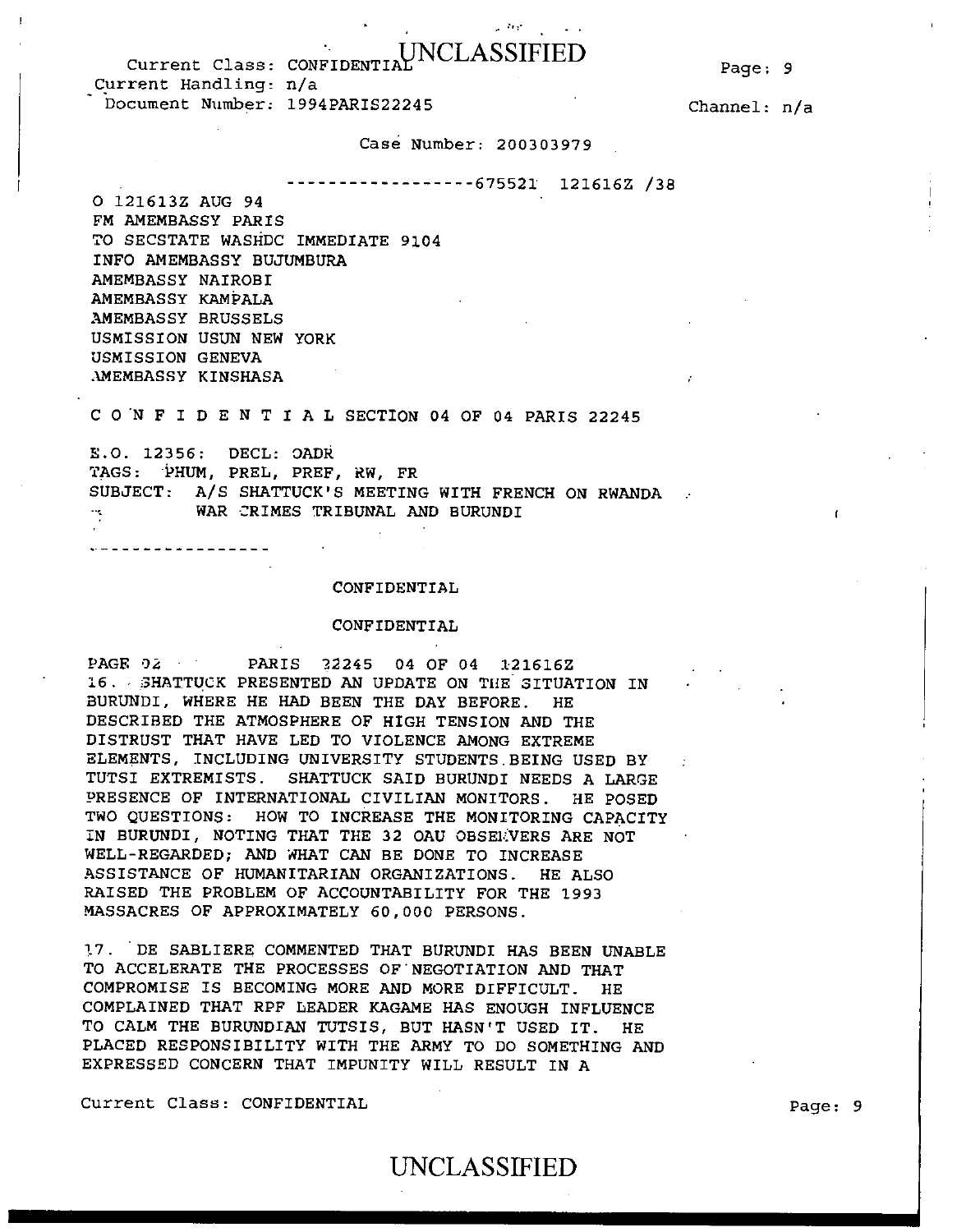Case Number: 200303979

------------------675521 121616Z /38

O 121613Z AUG 94
FM AMEMBASSY PARIS
TO SECSTATE WASHDC IMMEDIATE 9104
INFO AMEMBASSY BUJUMBURA
AMEMBASSY NAIROBI
AMEMBASSY KAMPALA
AMEMBASSY BRUSSELS
USMISSION USUN NEW YORK
USMISSION GENEVA
AMEMBASSY KINSHASA

C O N F I D E N T I A L SECTION 04 OF 04 PARIS 22245

E.O. 12356: DECL: OADR
TAGS: PHUM, PREL, PREF, RW, FR
SUBJECT: A/S SHATTUCK'S MEETING WITH FRENCH ON RWANDA WAR CRIMES TRIBUNAL AND BURUNDI

-----------------

CONFIDENTIAL

CONFIDENTIAL

PAGE 02 PARIS 22245 04 OF 04 121616Z

16. SHATTUCK PRESENTED AN UPDATE ON THE SITUATION IN BURUNDI, WHERE HE HAD BEEN THE DAY BEFORE. HE DESCRIBED THE ATMOSPHERE OF HIGH TENSION AND THE DISTRUST THAT HAVE LED TO VIOLENCE AMONG EXTREME ELEMENTS, INCLUDING UNIVERSITY STUDENTS BEING USED BY TUTSI EXTREMISTS. SHATTUCK SAID BURUNDI NEEDS A LARGE PRESENCE OF INTERNATIONAL CIVILIAN MONITORS. HE POSED TWO QUESTIONS: HOW TO INCREASE THE MONITORING CAPACITY IN BURUNDI, NOTING THAT THE 32 OAU OBSERVERS ARE NOT WELL-REGARDED; AND WHAT CAN BE DONE TO INCREASE ASSISTANCE OF HUMANITARIAN ORGANIZATIONS. HE ALSO RAISED THE PROBLEM OF ACCOUNTABILITY FOR THE 1993 MASSACRES OF APPROXIMATELY 60,000 PERSONS.

17. DE SABLIERE COMMENTED THAT BURUNDI HAS BEEN UNABLE TO ACCELERATE THE PROCESSES OF NEGOTIATION AND THAT COMPROMISE IS BECOMING MORE AND MORE DIFFICULT. HE COMPLAINED THAT RPF LEADER KAGAME HAS ENOUGH INFLUENCE TO CALM THE BURUNDIAN TUTSIS, BUT HASN'T USED IT. HE PLACED RESPONSIBILITY WITH THE ARMY TO DO SOMETHING AND EXPRESSED CONCERN THAT IMPUNITY WILL RESULT IN A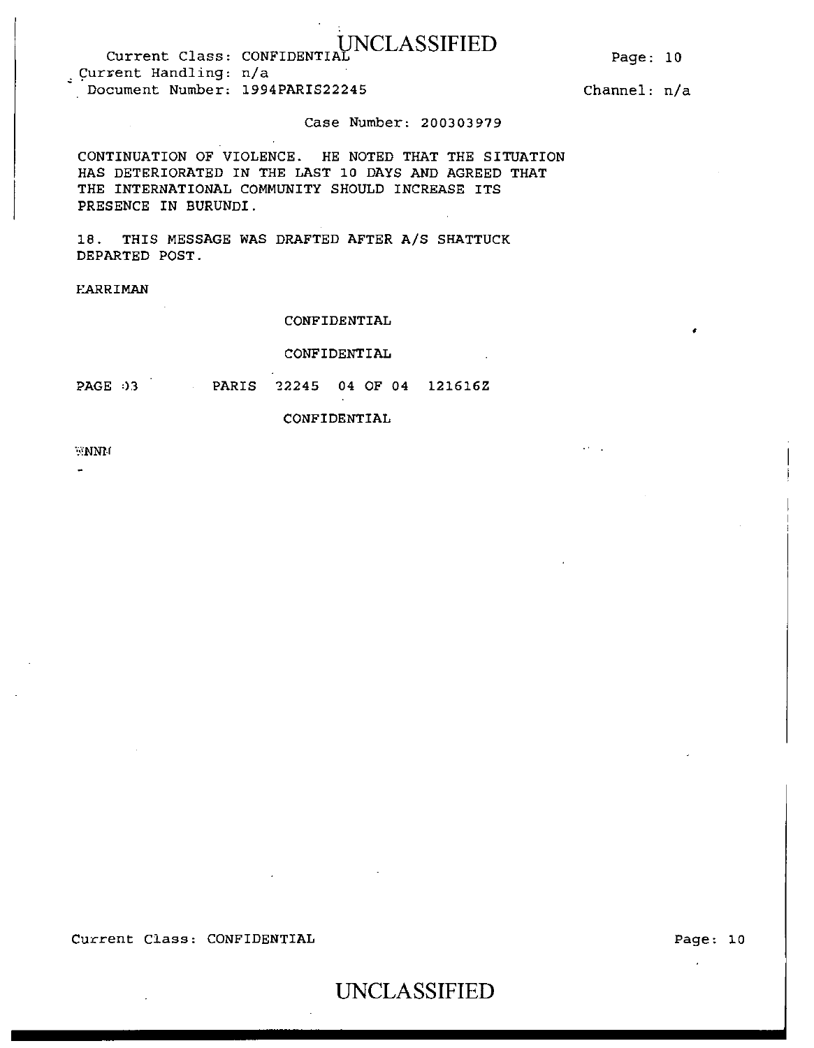CONTINUATION OF VIOLENCE. HE NOTED THAT THE SITUATION HAS DETERIORATED IN THE LAST 10 DAYS AND AGREED THAT THE INTERNATIONAL COMMUNITY SHOULD INCREASE ITS PRESENCE IN BURUNDI.

18. THIS MESSAGE WAS DRAFTED AFTER A/S SHATTUCK DEPARTED POST.

HARRIMAN

CONFIDENTIAL

CONFIDENTIAL

PAGE 03 PARIS 22245 04 OF 04 121616Z

CONFIDENTIAL

NNNN